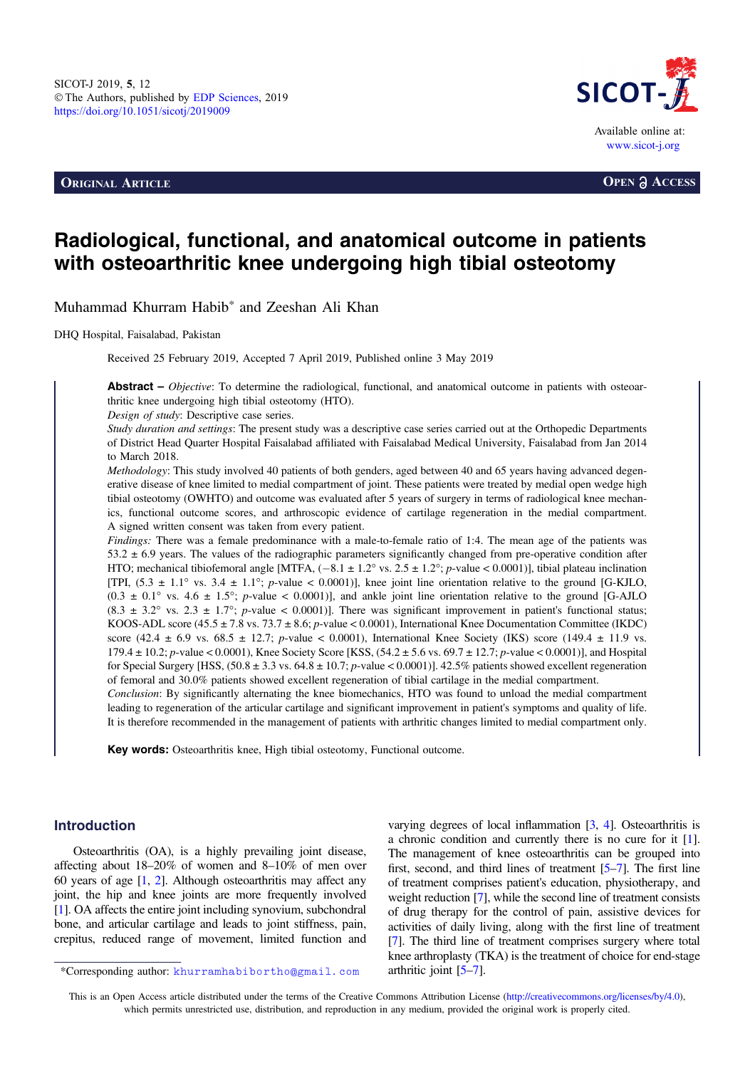ORIGINAL ARTICLE

OPEN ACCESS

# Radiological, functional, and anatomical outcome in patients with osteoarthritic knee undergoing high tibial osteotomy

Muhammad Khurram Habib* and Zeeshan Ali Khan

DHQ Hospital, Faisalabad, Pakistan

Received 25 February 2019, Accepted 7 April 2019, Published online 3 May 2019

**Abstract –** *Objective*: To determine the radiological, functional, and anatomical outcome in patients with osteoarthritic knee undergoing high tibial osteotomy (HTO).

*Design of study*: Descriptive case series.

*Study duration and settings*: The present study was a descriptive case series carried out at the Orthopedic Departments of District Head Quarter Hospital Faisalabad affiliated with Faisalabad Medical University, Faisalabad from Jan 2014 to March 2018.

*Methodology*: This study involved 40 patients of both genders, aged between 40 and 65 years having advanced degenerative disease of knee limited to medial compartment of joint. These patients were treated by medial open wedge high tibial osteotomy (OWHTO) and outcome was evaluated after 5 years of surgery in terms of radiological knee mechanics, functional outcome scores, and arthroscopic evidence of cartilage regeneration in the medial compartment. A signed written consent was taken from every patient.

*Findings:* There was a female predominance with a male-to-female ratio of 1:4. The mean age of the patients was 53.2 ± 6.9 years. The values of the radiographic parameters significantly changed from pre-operative condition after HTO; mechanical tibiofemoral angle [MTFA, (−8.1 ± 1.2° vs. 2.5 ± 1.2°; *p*-value < 0.0001)], tibial plateau inclination [TPI, (5.3 ± 1.1° vs. 3.4 ± 1.1°; *p*-value < 0.0001)], knee joint line orientation relative to the ground [G-KJLO, (0.3 ± 0.1° vs. 4.6 ± 1.5°; *p*-value < 0.0001)], and ankle joint line orientation relative to the ground [G-AJLO (8.3 ± 3.2° vs. 2.3 ± 1.7°; *p*-value < 0.0001)]. There was significant improvement in patient's functional status; KOOS-ADL score (45.5 ± 7.8 vs. 73.7 ± 8.6; *p*-value < 0.0001), International Knee Documentation Committee (IKDC) score (42.4 ± 6.9 vs. 68.5 ± 12.7; *p*-value < 0.0001), International Knee Society (IKS) score (149.4 ± 11.9 vs. 179.4 ± 10.2; *p*-value < 0.0001), Knee Society Score [KSS, (54.2 ± 5.6 vs. 69.7 ± 12.7; *p*-value < 0.0001)], and Hospital for Special Surgery [HSS, (50.8 ± 3.3 vs. 64.8 ± 10.7; *p*-value < 0.0001)]. 42.5% patients showed excellent regeneration of femoral and 30.0% patients showed excellent regeneration of tibial cartilage in the medial compartment.

*Conclusion*: By significantly alternating the knee biomechanics, HTO was found to unload the medial compartment leading to regeneration of the articular cartilage and significant improvement in patient's symptoms and quality of life. It is therefore recommended in the management of patients with arthritic changes limited to medial compartment only.

**Key words:** Osteoarthritis knee, High tibial osteotomy, Functional outcome.

## Introduction

Osteoarthritis (OA), is a highly prevailing joint disease, affecting about 18–20% of women and 8–10% of men over 60 years of age [1, 2]. Although osteoarthritis may affect any joint, the hip and knee joints are more frequently involved [1]. OA affects the entire joint including synovium, subchondral bone, and articular cartilage and leads to joint stiffness, pain, crepitus, reduced range of movement, limited function and varying degrees of local inflammation [3, 4]. Osteoarthritis is a chronic condition and currently there is no cure for it [1]. The management of knee osteoarthritis can be grouped into first, second, and third lines of treatment [5–7]. The first line of treatment comprises patient's education, physiotherapy, and weight reduction [7], while the second line of treatment consists of drug therapy for the control of pain, assistive devices for activities of daily living, along with the first line of treatment [7]. The third line of treatment comprises surgery where total knee arthroplasty (TKA) is the treatment of choice for end-stage arthritic joint [5–7].

*Corresponding author: khurramhabibortho@gmail.com

This is an Open Access article distributed under the terms of the Creative Commons Attribution License (http://creativecommons.org/licenses/by/4.0), which permits unrestricted use, distribution, and reproduction in any medium, provided the original work is properly cited.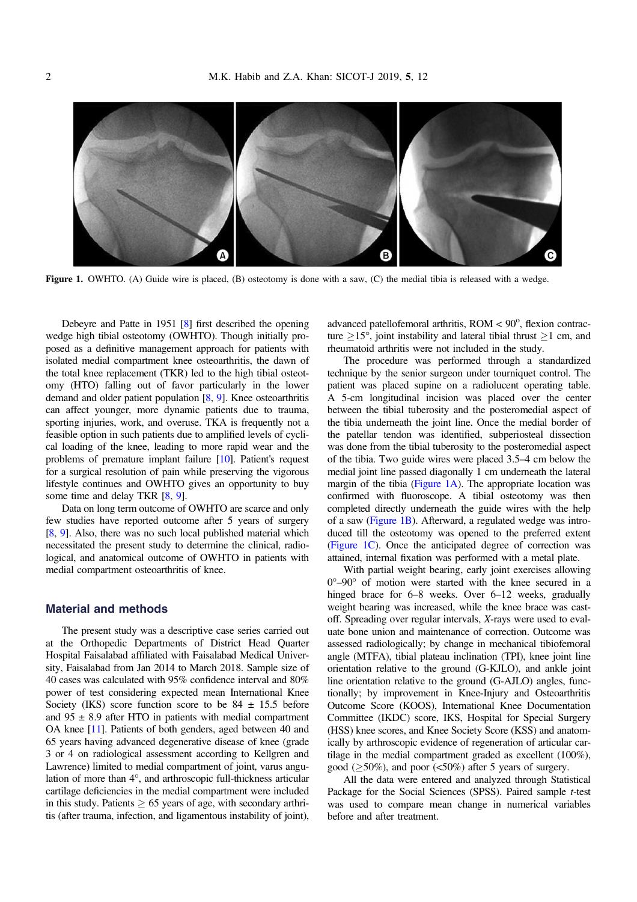Figure 1. OWHTO. (A) Guide wire is placed, (B) osteotomy is done with a saw, (C) the medial tibia is released with a wedge.

Debeyre and Patte in 1951 [8] first described the opening wedge high tibial osteotomy (OWHTO). Though initially proposed as a definitive management approach for patients with isolated medial compartment knee osteoarthritis, the dawn of the total knee replacement (TKR) led to the high tibial osteotomy (HTO) falling out of favor particularly in the lower demand and older patient population [8, 9]. Knee osteoarthritis can affect younger, more dynamic patients due to trauma, sporting injuries, work, and overuse. TKA is frequently not a feasible option in such patients due to amplified levels of cyclical loading of the knee, leading to more rapid wear and the problems of premature implant failure [10]. Patient's request for a surgical resolution of pain while preserving the vigorous lifestyle continues and OWHTO gives an opportunity to buy some time and delay TKR [8, 9].

Data on long term outcome of OWHTO are scarce and only few studies have reported outcome after 5 years of surgery [8, 9]. Also, there was no such local published material which necessitated the present study to determine the clinical, radiological, and anatomical outcome of OWHTO in patients with medial compartment osteoarthritis of knee.

## Material and methods

The present study was a descriptive case series carried out at the Orthopedic Departments of District Head Quarter Hospital Faisalabad affiliated with Faisalabad Medical University, Faisalabad from Jan 2014 to March 2018. Sample size of 40 cases was calculated with 95% confidence interval and 80% power of test considering expected mean International Knee Society (IKS) score function score to be 84 ± 15.5 before and 95 ± 8.9 after HTO in patients with medial compartment OA knee [11]. Patients of both genders, aged between 40 and 65 years having advanced degenerative disease of knee (grade 3 or 4 on radiological assessment according to Kellgren and Lawrence) limited to medial compartment of joint, varus angulation of more than 4°, and arthroscopic full-thickness articular cartilage deficiencies in the medial compartment were included in this study. Patients ≥ 65 years of age, with secondary arthritis (after trauma, infection, and ligamentous instability of joint), advanced patellofemoral arthritis, ROM < 90°, flexion contracture ≥15°, joint instability and lateral tibial thrust ≥1 cm, and rheumatoid arthritis were not included in the study.

The procedure was performed through a standardized technique by the senior surgeon under tourniquet control. The patient was placed supine on a radiolucent operating table. A 5-cm longitudinal incision was placed over the center between the tibial tuberosity and the posteromedial aspect of the tibia underneath the joint line. Once the medial border of the patellar tendon was identified, subperiosteal dissection was done from the tibial tuberosity to the posteromedial aspect of the tibia. Two guide wires were placed 3.5–4 cm below the medial joint line passed diagonally 1 cm underneath the lateral margin of the tibia (Figure 1A). The appropriate location was confirmed with fluoroscope. A tibial osteotomy was then completed directly underneath the guide wires with the help of a saw (Figure 1B). Afterward, a regulated wedge was introduced till the osteotomy was opened to the preferred extent (Figure 1C). Once the anticipated degree of correction was attained, internal fixation was performed with a metal plate.

With partial weight bearing, early joint exercises allowing 0°–90° of motion were started with the knee secured in a hinged brace for 6–8 weeks. Over 6–12 weeks, gradually weight bearing was increased, while the knee brace was cast-off. Spreading over regular intervals, *X*-rays were used to evaluate bone union and maintenance of correction. Outcome was assessed radiologically; by change in mechanical tibiofemoral angle (MTFA), tibial plateau inclination (TPI), knee joint line orientation relative to the ground (G-KJLO), and ankle joint line orientation relative to the ground (G-AJLO) angles, functionally; by improvement in Knee-Injury and Osteoarthritis Outcome Score (KOOS), International Knee Documentation Committee (IKDC) score, IKS, Hospital for Special Surgery (HSS) knee scores, and Knee Society Score (KSS) and anatomically by arthroscopic evidence of regeneration of articular cartilage in the medial compartment graded as excellent (100%), good (≥50%), and poor (<50%) after 5 years of surgery.

All the data were entered and analyzed through Statistical Package for the Social Sciences (SPSS). Paired sample *t*-test was used to compare mean change in numerical variables before and after treatment.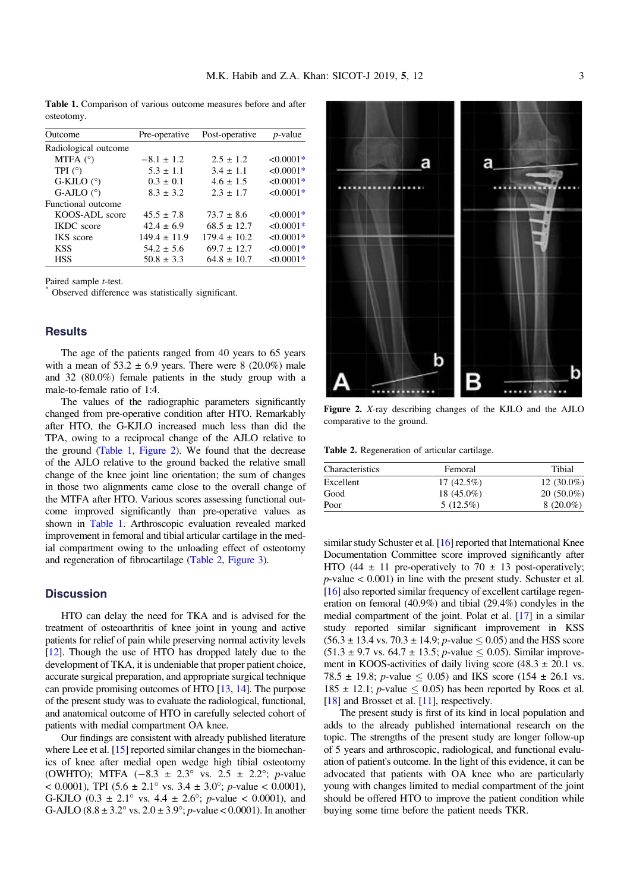**Table 1.** Comparison of various outcome measures before and after osteotomy.

| Outcome | Pre-operative | Post-operative | *p*-value |
|---|---|---|---|
| Radiological outcome | | | |
| MTFA (°) | −8.1 ± 1.2 | 2.5 ± 1.2 | <0.0001* |
| TPI (°) | 5.3 ± 1.1 | 3.4 ± 1.1 | <0.0001* |
| G-KJLO (°) | 0.3 ± 0.1 | 4.6 ± 1.5 | <0.0001* |
| G-AJLO (°) | 8.3 ± 3.2 | 2.3 ± 1.7 | <0.0001* |
| Functional outcome | | | |
| KOOS-ADL score | 45.5 ± 7.8 | 73.7 ± 8.6 | <0.0001* |
| IKDC score | 42.4 ± 6.9 | 68.5 ± 12.7 | <0.0001* |
| IKS score | 149.4 ± 11.9 | 179.4 ± 10.2 | <0.0001* |
| KSS | 54.2 ± 5.6 | 69.7 ± 12.7 | <0.0001* |
| HSS | 50.8 ± 3.3 | 64.8 ± 10.7 | <0.0001* |

Paired sample *t*-test.
* Observed difference was statistically significant.

## Results

The age of the patients ranged from 40 years to 65 years with a mean of 53.2 ± 6.9 years. There were 8 (20.0%) male and 32 (80.0%) female patients in the study group with a male-to-female ratio of 1:4.

The values of the radiographic parameters significantly changed from pre-operative condition after HTO. Remarkably after HTO, the G-KJLO increased much less than did the TPA, owing to a reciprocal change of the AJLO relative to the ground (Table 1, Figure 2). We found that the decrease of the AJLO relative to the ground backed the relative small change of the knee joint line orientation; the sum of changes in those two alignments came close to the overall change of the MTFA after HTO. Various scores assessing functional outcome improved significantly than pre-operative values as shown in Table 1. Arthroscopic evaluation revealed marked improvement in femoral and tibial articular cartilage in the medial compartment owing to the unloading effect of osteotomy and regeneration of fibrocartilage (Table 2, Figure 3).

## Discussion

HTO can delay the need for TKA and is advised for the treatment of osteoarthritis of knee joint in young and active patients for relief of pain while preserving normal activity levels [12]. Though the use of HTO has dropped lately due to the development of TKA, it is undeniable that proper patient choice, accurate surgical preparation, and appropriate surgical technique can provide promising outcomes of HTO [13, 14]. The purpose of the present study was to evaluate the radiological, functional, and anatomical outcome of HTO in carefully selected cohort of patients with medial compartment OA knee.

Our findings are consistent with already published literature where Lee et al. [15] reported similar changes in the biomechanics of knee after medial open wedge high tibial osteotomy (OWHTO); MTFA (−8.3 ± 2.3° vs. 2.5 ± 2.2°; *p*-value < 0.0001), TPI (5.6 ± 2.1° vs. 3.4 ± 3.0°; *p*-value < 0.0001), G-KJLO (0.3 ± 2.1° vs. 4.4 ± 2.6°; *p*-value < 0.0001), and G-AJLO (8.8 ± 3.2° vs. 2.0 ± 3.9°; *p*-value < 0.0001). In another similar study Schuster et al. [16] reported that International Knee Documentation Committee score improved significantly after HTO (44 ± 11 pre-operatively to 70 ± 13 post-operatively; *p*-value < 0.001) in line with the present study. Schuster et al. [16] also reported similar frequency of excellent cartilage regeneration on femoral (40.9%) and tibial (29.4%) condyles in the medial compartment of the joint. Polat et al. [17] in a similar study reported similar significant improvement in KSS (56.3 ± 13.4 vs. 70.3 ± 14.9; *p*-value ≤ 0.05) and the HSS score (51.3 ± 9.7 vs. 64.7 ± 13.5; *p*-value ≤ 0.05). Similar improvement in KOOS-activities of daily living score (48.3 ± 20.1 vs. 78.5 ± 19.8; *p*-value ≤ 0.05) and IKS score (154 ± 26.1 vs. 185 ± 12.1; *p*-value ≤ 0.05) has been reported by Roos et al. [18] and Brosset et al. [11], respectively.

The present study is first of its kind in local population and adds to the already published international research on the topic. The strengths of the present study are longer follow-up of 5 years and arthroscopic, radiological, and functional evaluation of patient's outcome. In the light of this evidence, it can be advocated that patients with OA knee who are particularly young with changes limited to medial compartment of the joint should be offered HTO to improve the patient condition while buying some time before the patient needs TKR.

**Figure 2.** *X*-ray describing changes of the KJLO and the AJLO comparative to the ground.

**Table 2.** Regeneration of articular cartilage.

| Characteristics | Femoral | Tibial |
|---|---|---|
| Excellent | 17 (42.5%) | 12 (30.0%) |
| Good | 18 (45.0%) | 20 (50.0%) |
| Poor | 5 (12.5%) | 8 (20.0%) |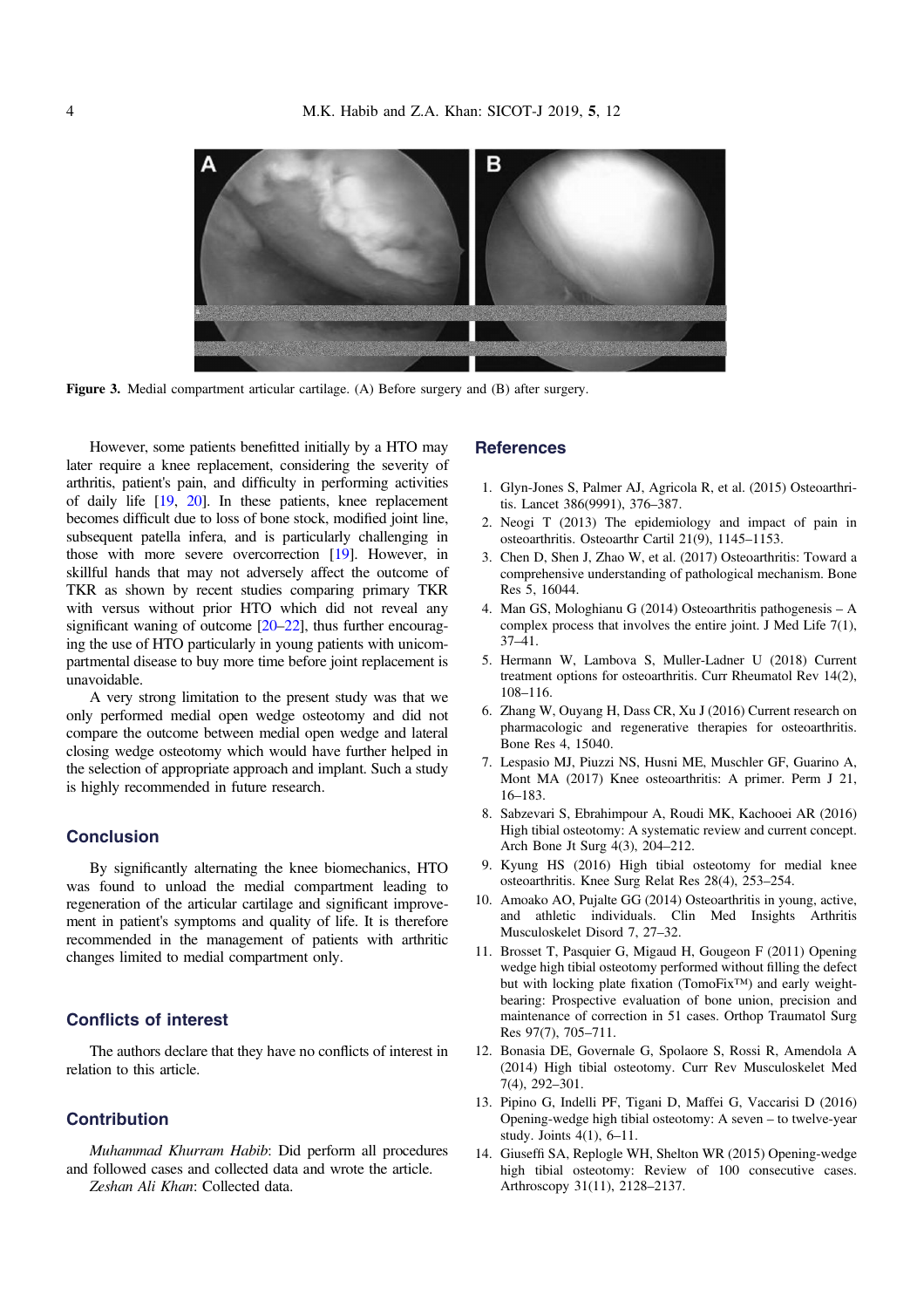Figure 3. Medial compartment articular cartilage. (A) Before surgery and (B) after surgery.

However, some patients benefitted initially by a HTO may later require a knee replacement, considering the severity of arthritis, patient's pain, and difficulty in performing activities of daily life [19, 20]. In these patients, knee replacement becomes difficult due to loss of bone stock, modified joint line, subsequent patella infera, and is particularly challenging in those with more severe overcorrection [19]. However, in skillful hands that may not adversely affect the outcome of TKR as shown by recent studies comparing primary TKR with versus without prior HTO which did not reveal any significant waning of outcome [20–22], thus further encouraging the use of HTO particularly in young patients with unicompartmental disease to buy more time before joint replacement is unavoidable.

A very strong limitation to the present study was that we only performed medial open wedge osteotomy and did not compare the outcome between medial open wedge and lateral closing wedge osteotomy which would have further helped in the selection of appropriate approach and implant. Such a study is highly recommended in future research.

## Conclusion

By significantly alternating the knee biomechanics, HTO was found to unload the medial compartment leading to regeneration of the articular cartilage and significant improvement in patient's symptoms and quality of life. It is therefore recommended in the management of patients with arthritic changes limited to medial compartment only.

## Conflicts of interest

The authors declare that they have no conflicts of interest in relation to this article.

## Contribution

*Muhammad Khurram Habib*: Did perform all procedures and followed cases and collected data and wrote the article.
*Zeshan Ali Khan*: Collected data.

## References

1. Glyn-Jones S, Palmer AJ, Agricola R, et al. (2015) Osteoarthritis. Lancet 386(9991), 376–387.
2. Neogi T (2013) The epidemiology and impact of pain in osteoarthritis. Osteoarthr Cartil 21(9), 1145–1153.
3. Chen D, Shen J, Zhao W, et al. (2017) Osteoarthritis: Toward a comprehensive understanding of pathological mechanism. Bone Res 5, 16044.
4. Man GS, Mologhianu G (2014) Osteoarthritis pathogenesis – A complex process that involves the entire joint. J Med Life 7(1), 37–41.
5. Hermann W, Lambova S, Muller-Ladner U (2018) Current treatment options for osteoarthritis. Curr Rheumatol Rev 14(2), 108–116.
6. Zhang W, Ouyang H, Dass CR, Xu J (2016) Current research on pharmacologic and regenerative therapies for osteoarthritis. Bone Res 4, 15040.
7. Lespasio MJ, Piuzzi NS, Husni ME, Muschler GF, Guarino A, Mont MA (2017) Knee osteoarthritis: A primer. Perm J 21, 16–183.
8. Sabzevari S, Ebrahimpour A, Roudi MK, Kachooei AR (2016) High tibial osteotomy: A systematic review and current concept. Arch Bone Jt Surg 4(3), 204–212.
9. Kyung HS (2016) High tibial osteotomy for medial knee osteoarthritis. Knee Surg Relat Res 28(4), 253–254.
10. Amoako AO, Pujalte GG (2014) Osteoarthritis in young, active, and athletic individuals. Clin Med Insights Arthritis Musculoskelet Disord 7, 27–32.
11. Brosset T, Pasquier G, Migaud H, Gougeon F (2011) Opening wedge high tibial osteotomy performed without filling the defect but with locking plate fixation (TomoFix™) and early weight-bearing: Prospective evaluation of bone union, precision and maintenance of correction in 51 cases. Orthop Traumatol Surg Res 97(7), 705–711.
12. Bonasia DE, Governale G, Spolaore S, Rossi R, Amendola A (2014) High tibial osteotomy. Curr Rev Musculoskelet Med 7(4), 292–301.
13. Pipino G, Indelli PF, Tigani D, Maffei G, Vaccarisi D (2016) Opening-wedge high tibial osteotomy: A seven – to twelve-year study. Joints 4(1), 6–11.
14. Giuseffi SA, Replogle WH, Shelton WR (2015) Opening-wedge high tibial osteotomy: Review of 100 consecutive cases. Arthroscopy 31(11), 2128–2137.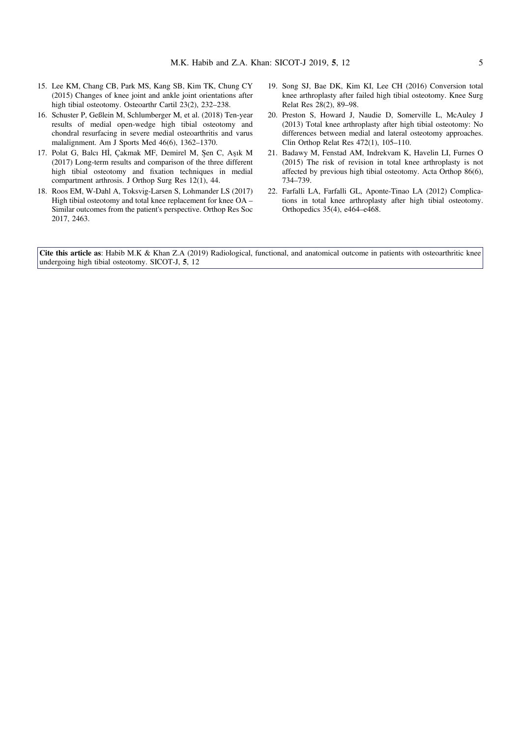15. Lee KM, Chang CB, Park MS, Kang SB, Kim TK, Chung CY (2015) Changes of knee joint and ankle joint orientations after high tibial osteotomy. Osteoarthr Cartil 23(2), 232–238.
16. Schuster P, Geßlein M, Schlumberger M, et al. (2018) Ten-year results of medial open-wedge high tibial osteotomy and chondral resurfacing in severe medial osteoarthritis and varus malalignment. Am J Sports Med 46(6), 1362–1370.
17. Polat G, Balcı Hİ, Çakmak MF, Demirel M, Şen C, Aşık M (2017) Long-term results and comparison of the three different high tibial osteotomy and fixation techniques in medial compartment arthrosis. J Orthop Surg Res 12(1), 44.
18. Roos EM, W-Dahl A, Toksvig-Larsen S, Lohmander LS (2017) High tibial osteotomy and total knee replacement for knee OA – Similar outcomes from the patient's perspective. Orthop Res Soc 2017, 2463.
19. Song SJ, Bae DK, Kim KI, Lee CH (2016) Conversion total knee arthroplasty after failed high tibial osteotomy. Knee Surg Relat Res 28(2), 89–98.
20. Preston S, Howard J, Naudie D, Somerville L, McAuley J (2013) Total knee arthroplasty after high tibial osteotomy: No differences between medial and lateral osteotomy approaches. Clin Orthop Relat Res 472(1), 105–110.
21. Badawy M, Fenstad AM, Indrekvam K, Havelin LI, Furnes O (2015) The risk of revision in total knee arthroplasty is not affected by previous high tibial osteotomy. Acta Orthop 86(6), 734–739.
22. Farfalli LA, Farfalli GL, Aponte-Tinao LA (2012) Complications in total knee arthroplasty after high tibial osteotomy. Orthopedics 35(4), e464–e468.

**Cite this article as**: Habib M.K & Khan Z.A (2019) Radiological, functional, and anatomical outcome in patients with osteoarthritic knee undergoing high tibial osteotomy. SICOT-J, **5**, 12